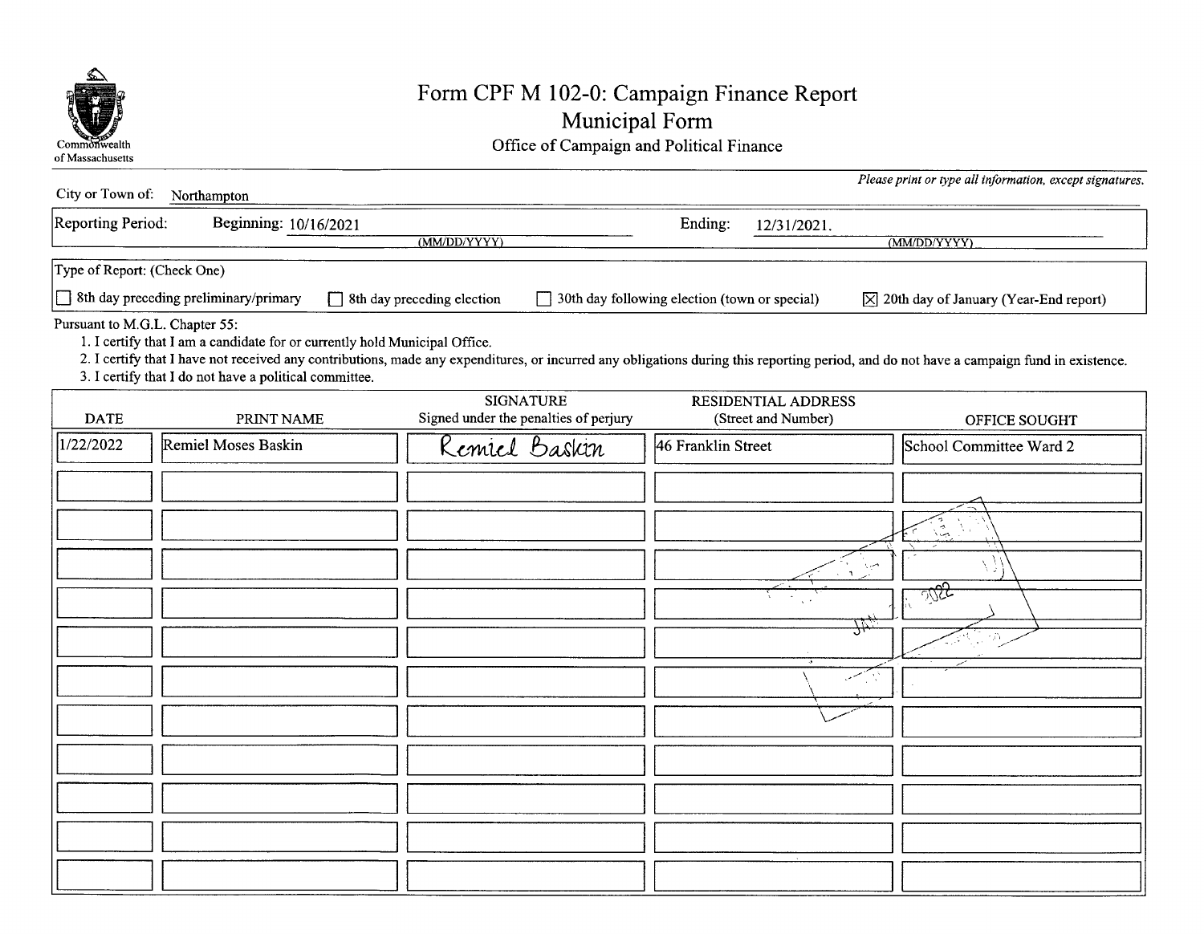Commonwealth of Massachusetts

# Form CPF M 102-0: Campaign Finance Report
## Municipal Form
Office of Campaign and Political Finance

*Please print or type all information, except signatures.*

City or Town of: Northampton

Reporting Period: Beginning: 10/16/2021 (MM/DD/YYYY) Ending: 12/31/2021. (MM/DD/YYYY)

Type of Report: (Check One)

- ☐ 8th day preceding preliminary/primary
- ☐ 8th day preceding election
- ☐ 30th day following election (town or special)
- ☒ 20th day of January (Year-End report)

Pursuant to M.G.L. Chapter 55:

1. I certify that I am a candidate for or currently hold Municipal Office.
2. I certify that I have not received any contributions, made any expenditures, or incurred any obligations during this reporting period, and do not have a campaign fund in existence.
3. I certify that I do not have a political committee.

| DATE | PRINT NAME | SIGNATURE Signed under the penalties of perjury | RESIDENTIAL ADDRESS (Street and Number) | OFFICE SOUGHT |
|---|---|---|---|---|
| 1/22/2022 | Remiel Moses Baskin | Remiel Baskin | 46 Franklin Street | School Committee Ward 2 |
| | | | | |
| | | | | |
| | | | | |
| | | | | |
| | | | | |
| | | | | |
| | | | | |
| | | | | |
| | | | | |
| | | | | |
| | | | | |

JAN 2022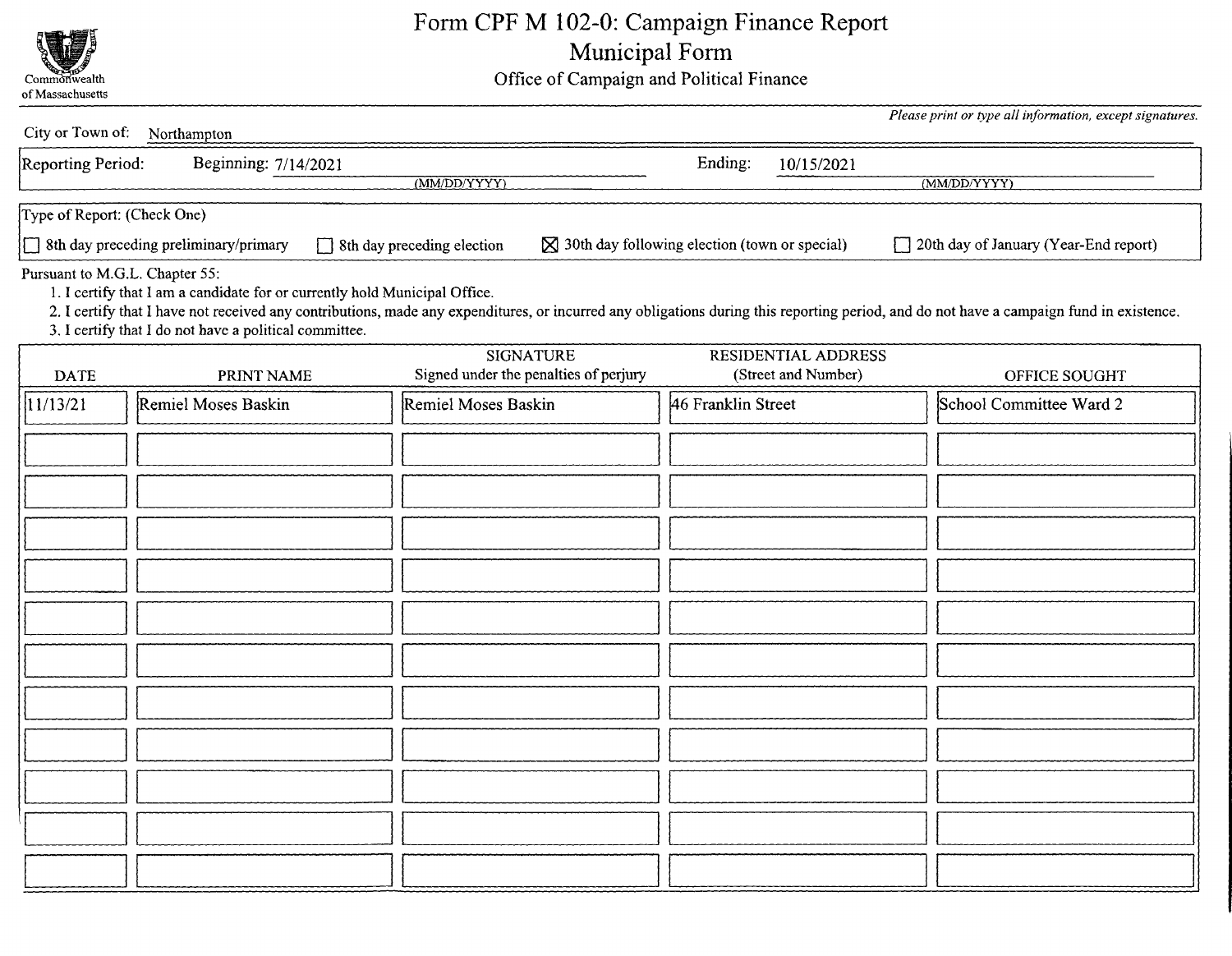# Form CPF M 102-0: Campaign Finance Report

## Municipal Form

### Office of Campaign and Political Finance

Commonwealth of Massachusetts

*Please print or type all information, except signatures.*

City or Town of: Northampton

Reporting Period: Beginning: 7/14/2021 (MM/DD/YYYY) Ending: 10/15/2021 (MM/DD/YYYY)

Type of Report: (Check One)

- ☐ 8th day preceding preliminary/primary
- ☐ 8th day preceding election
- ☒ 30th day following election (town or special)
- ☐ 20th day of January (Year-End report)

Pursuant to M.G.L. Chapter 55:

1. I certify that I am a candidate for or currently hold Municipal Office.
2. I certify that I have not received any contributions, made any expenditures, or incurred any obligations during this reporting period, and do not have a campaign fund in existence.
3. I certify that I do not have a political committee.

| DATE | PRINT NAME | SIGNATURE Signed under the penalties of perjury | RESIDENTIAL ADDRESS (Street and Number) | OFFICE SOUGHT |
|---|---|---|---|---|
| 11/13/21 | Remiel Moses Baskin | Remiel Moses Baskin | 46 Franklin Street | School Committee Ward 2 |
| | | | | |
| | | | | |
| | | | | |
| | | | | |
| | | | | |
| | | | | |
| | | | | |
| | | | | |
| | | | | |
| | | | | |
| | | | | |